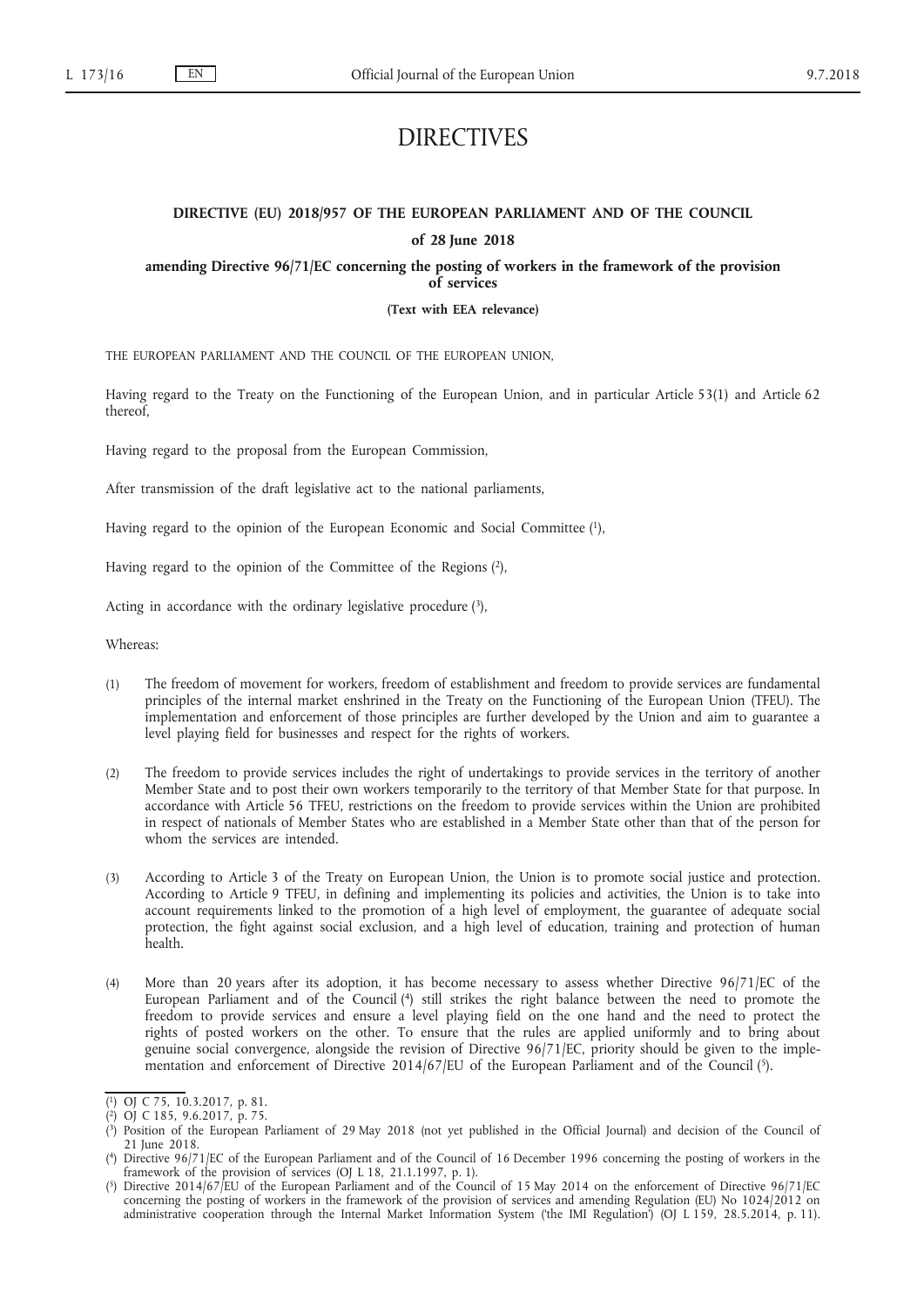# DIRECTIVES

## DIRECTIVE (EU) 2018/957 OF THE EUROPEAN PARLIAMENT AND OF THE COUNCIL

### of 28 June 2018

### amending Directive 96/71/EC concerning the posting of workers in the framework of the provision of services

**(Text with EEA relevance)**

THE EUROPEAN PARLIAMENT AND THE COUNCIL OF THE EUROPEAN UNION,

Having regard to the Treaty on the Functioning of the European Union, and in particular Article 53(1) and Article 62 thereof,

Having regard to the proposal from the European Commission,

After transmission of the draft legislative act to the national parliaments,

Having regard to the opinion of the European Economic and Social Committee [1],

Having regard to the opinion of the Committee of the Regions [2],

Acting in accordance with the ordinary legislative procedure [3],

Whereas:

(1) The freedom of movement for workers, freedom of establishment and freedom to provide services are fundamental principles of the internal market enshrined in the Treaty on the Functioning of the European Union (TFEU). The implementation and enforcement of those principles are further developed by the Union and aim to guarantee a level playing field for businesses and respect for the rights of workers.

(2) The freedom to provide services includes the right of undertakings to provide services in the territory of another Member State and to post their own workers temporarily to the territory of that Member State for that purpose. In accordance with Article 56 TFEU, restrictions on the freedom to provide services within the Union are prohibited in respect of nationals of Member States who are established in a Member State other than that of the person for whom the services are intended.

(3) According to Article 3 of the Treaty on European Union, the Union is to promote social justice and protection. According to Article 9 TFEU, in defining and implementing its policies and activities, the Union is to take into account requirements linked to the promotion of a high level of employment, the guarantee of adequate social protection, the fight against social exclusion, and a high level of education, training and protection of human health.

(4) More than 20 years after its adoption, it has become necessary to assess whether Directive 96/71/EC of the European Parliament and of the Council [4] still strikes the right balance between the need to promote the freedom to provide services and ensure a level playing field on the one hand and the need to protect the rights of posted workers on the other. To ensure that the rules are applied uniformly and to bring about genuine social convergence, alongside the revision of Directive 96/71/EC, priority should be given to the implementation and enforcement of Directive 2014/67/EU of the European Parliament and of the Council [5].

---

[1] OJ C 75, 10.3.2017, p. 81.

[2] OJ C 185, 9.6.2017, p. 75.

[3] Position of the European Parliament of 29 May 2018 (not yet published in the Official Journal) and decision of the Council of 21 June 2018.

[4] Directive 96/71/EC of the European Parliament and of the Council of 16 December 1996 concerning the posting of workers in the framework of the provision of services (OJ L 18, 21.1.1997, p. 1).

[5] Directive 2014/67/EU of the European Parliament and of the Council of 15 May 2014 on the enforcement of Directive 96/71/EC concerning the posting of workers in the framework of the provision of services and amending Regulation (EU) No 1024/2012 on administrative cooperation through the Internal Market Information System ('the IMI Regulation') (OJ L 159, 28.5.2014, p. 11).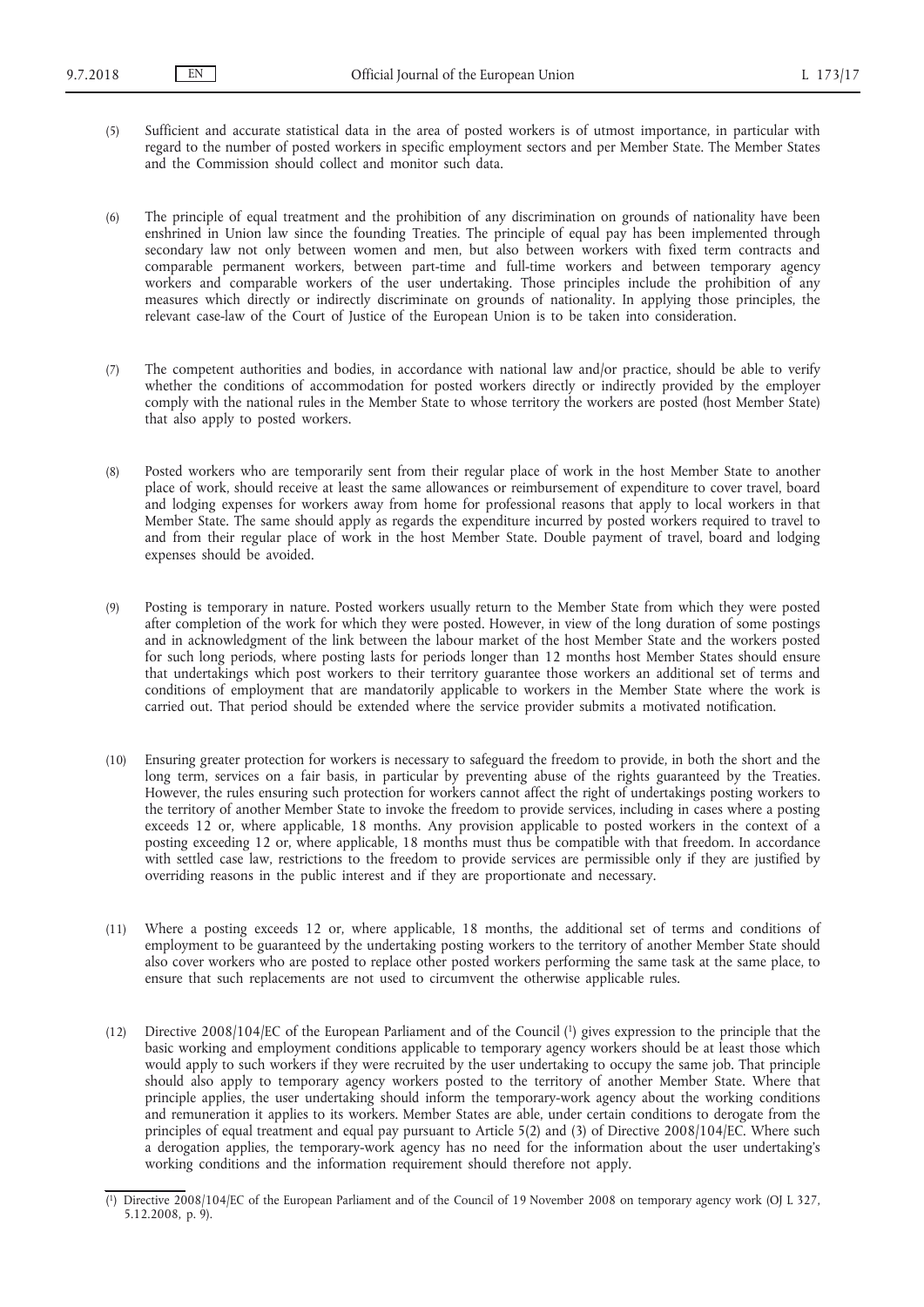(5) Sufficient and accurate statistical data in the area of posted workers is of utmost importance, in particular with regard to the number of posted workers in specific employment sectors and per Member State. The Member States and the Commission should collect and monitor such data.

(6) The principle of equal treatment and the prohibition of any discrimination on grounds of nationality have been enshrined in Union law since the founding Treaties. The principle of equal pay has been implemented through secondary law not only between women and men, but also between workers with fixed term contracts and comparable permanent workers, between part-time and full-time workers and between temporary agency workers and comparable workers of the user undertaking. Those principles include the prohibition of any measures which directly or indirectly discriminate on grounds of nationality. In applying those principles, the relevant case-law of the Court of Justice of the European Union is to be taken into consideration.

(7) The competent authorities and bodies, in accordance with national law and/or practice, should be able to verify whether the conditions of accommodation for posted workers directly or indirectly provided by the employer comply with the national rules in the Member State to whose territory the workers are posted (host Member State) that also apply to posted workers.

(8) Posted workers who are temporarily sent from their regular place of work in the host Member State to another place of work, should receive at least the same allowances or reimbursement of expenditure to cover travel, board and lodging expenses for workers away from home for professional reasons that apply to local workers in that Member State. The same should apply as regards the expenditure incurred by posted workers required to travel to and from their regular place of work in the host Member State. Double payment of travel, board and lodging expenses should be avoided.

(9) Posting is temporary in nature. Posted workers usually return to the Member State from which they were posted after completion of the work for which they were posted. However, in view of the long duration of some postings and in acknowledgment of the link between the labour market of the host Member State and the workers posted for such long periods, where posting lasts for periods longer than 12 months host Member States should ensure that undertakings which post workers to their territory guarantee those workers an additional set of terms and conditions of employment that are mandatorily applicable to workers in the Member State where the work is carried out. That period should be extended where the service provider submits a motivated notification.

(10) Ensuring greater protection for workers is necessary to safeguard the freedom to provide, in both the short and the long term, services on a fair basis, in particular by preventing abuse of the rights guaranteed by the Treaties. However, the rules ensuring such protection for workers cannot affect the right of undertakings posting workers to the territory of another Member State to invoke the freedom to provide services, including in cases where a posting exceeds 12 or, where applicable, 18 months. Any provision applicable to posted workers in the context of a posting exceeding 12 or, where applicable, 18 months must thus be compatible with that freedom. In accordance with settled case law, restrictions to the freedom to provide services are permissible only if they are justified by overriding reasons in the public interest and if they are proportionate and necessary.

(11) Where a posting exceeds 12 or, where applicable, 18 months, the additional set of terms and conditions of employment to be guaranteed by the undertaking posting workers to the territory of another Member State should also cover workers who are posted to replace other posted workers performing the same task at the same place, to ensure that such replacements are not used to circumvent the otherwise applicable rules.

(12) Directive 2008/104/EC of the European Parliament and of the Council [1] gives expression to the principle that the basic working and employment conditions applicable to temporary agency workers should be at least those which would apply to such workers if they were recruited by the user undertaking to occupy the same job. That principle should also apply to temporary agency workers posted to the territory of another Member State. Where that principle applies, the user undertaking should inform the temporary-work agency about the working conditions and remuneration it applies to its workers. Member States are able, under certain conditions to derogate from the principles of equal treatment and equal pay pursuant to Article 5(2) and (3) of Directive 2008/104/EC. Where such a derogation applies, the temporary-work agency has no need for the information about the user undertaking's working conditions and the information requirement should therefore not apply.

[1] Directive 2008/104/EC of the European Parliament and of the Council of 19 November 2008 on temporary agency work (OJ L 327, 5.12.2008, p. 9).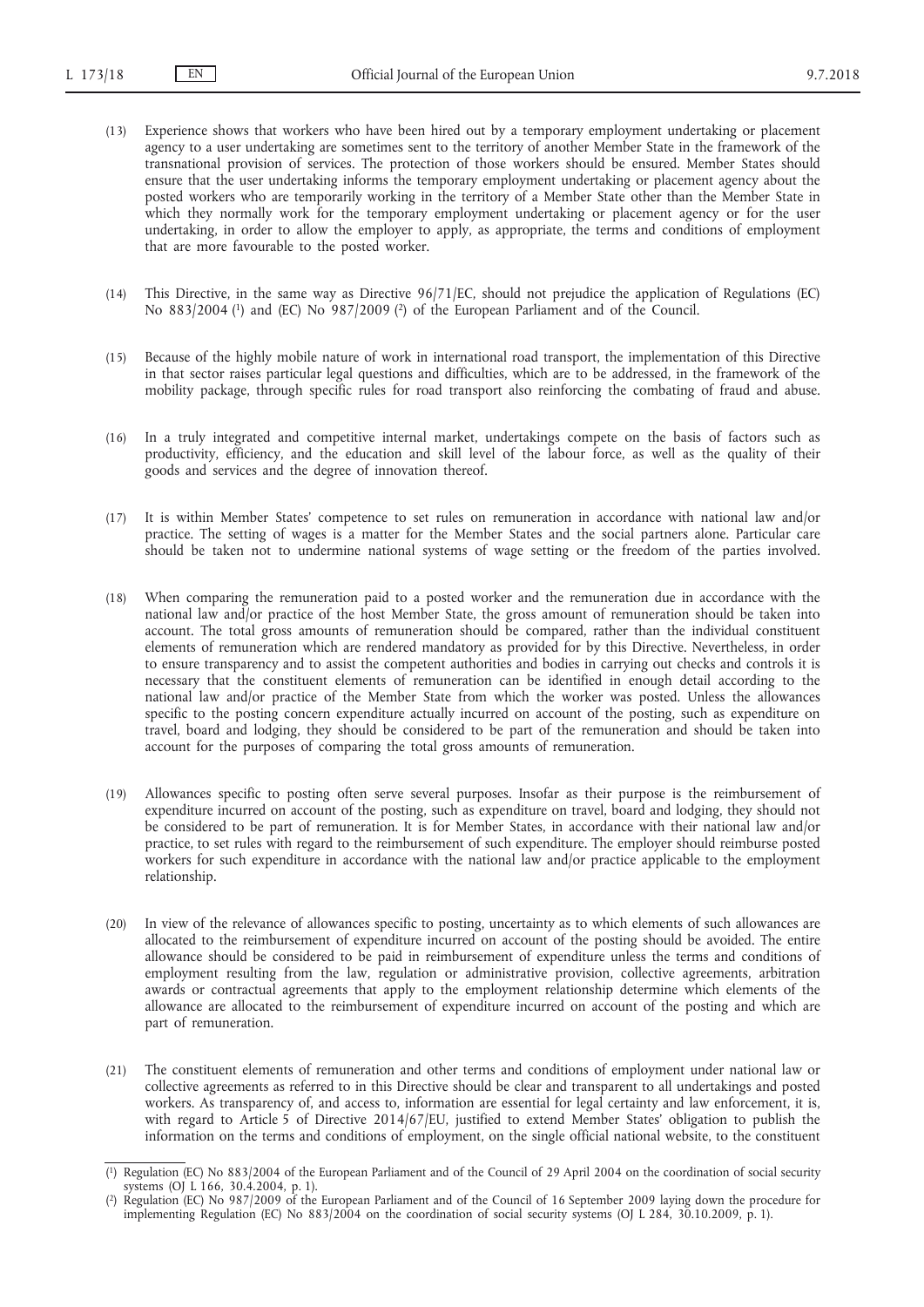(13) Experience shows that workers who have been hired out by a temporary employment undertaking or placement agency to a user undertaking are sometimes sent to the territory of another Member State in the framework of the transnational provision of services. The protection of those workers should be ensured. Member States should ensure that the user undertaking informs the temporary employment undertaking or placement agency about the posted workers who are temporarily working in the territory of a Member State other than the Member State in which they normally work for the temporary employment undertaking or placement agency or for the user undertaking, in order to allow the employer to apply, as appropriate, the terms and conditions of employment that are more favourable to the posted worker.

(14) This Directive, in the same way as Directive 96/71/EC, should not prejudice the application of Regulations (EC) No 883/2004 [1] and (EC) No 987/2009 [2] of the European Parliament and of the Council.

(15) Because of the highly mobile nature of work in international road transport, the implementation of this Directive in that sector raises particular legal questions and difficulties, which are to be addressed, in the framework of the mobility package, through specific rules for road transport also reinforcing the combating of fraud and abuse.

(16) In a truly integrated and competitive internal market, undertakings compete on the basis of factors such as productivity, efficiency, and the education and skill level of the labour force, as well as the quality of their goods and services and the degree of innovation thereof.

(17) It is within Member States' competence to set rules on remuneration in accordance with national law and/or practice. The setting of wages is a matter for the Member States and the social partners alone. Particular care should be taken not to undermine national systems of wage setting or the freedom of the parties involved.

(18) When comparing the remuneration paid to a posted worker and the remuneration due in accordance with the national law and/or practice of the host Member State, the gross amount of remuneration should be taken into account. The total gross amounts of remuneration should be compared, rather than the individual constituent elements of remuneration which are rendered mandatory as provided for by this Directive. Nevertheless, in order to ensure transparency and to assist the competent authorities and bodies in carrying out checks and controls it is necessary that the constituent elements of remuneration can be identified in enough detail according to the national law and/or practice of the Member State from which the worker was posted. Unless the allowances specific to the posting concern expenditure actually incurred on account of the posting, such as expenditure on travel, board and lodging, they should be considered to be part of the remuneration and should be taken into account for the purposes of comparing the total gross amounts of remuneration.

(19) Allowances specific to posting often serve several purposes. Insofar as their purpose is the reimbursement of expenditure incurred on account of the posting, such as expenditure on travel, board and lodging, they should not be considered to be part of remuneration. It is for Member States, in accordance with their national law and/or practice, to set rules with regard to the reimbursement of such expenditure. The employer should reimburse posted workers for such expenditure in accordance with the national law and/or practice applicable to the employment relationship.

(20) In view of the relevance of allowances specific to posting, uncertainty as to which elements of such allowances are allocated to the reimbursement of expenditure incurred on account of the posting should be avoided. The entire allowance should be considered to be paid in reimbursement of expenditure unless the terms and conditions of employment resulting from the law, regulation or administrative provision, collective agreements, arbitration awards or contractual agreements that apply to the employment relationship determine which elements of the allowance are allocated to the reimbursement of expenditure incurred on account of the posting and which are part of remuneration.

(21) The constituent elements of remuneration and other terms and conditions of employment under national law or collective agreements as referred to in this Directive should be clear and transparent to all undertakings and posted workers. As transparency of, and access to, information are essential for legal certainty and law enforcement, it is, with regard to Article 5 of Directive 2014/67/EU, justified to extend Member States' obligation to publish the information on the terms and conditions of employment, on the single official national website, to the constituent

---

[1] Regulation (EC) No 883/2004 of the European Parliament and of the Council of 29 April 2004 on the coordination of social security systems (OJ L 166, 30.4.2004, p. 1).

[2] Regulation (EC) No 987/2009 of the European Parliament and of the Council of 16 September 2009 laying down the procedure for implementing Regulation (EC) No 883/2004 on the coordination of social security systems (OJ L 284, 30.10.2009, p. 1).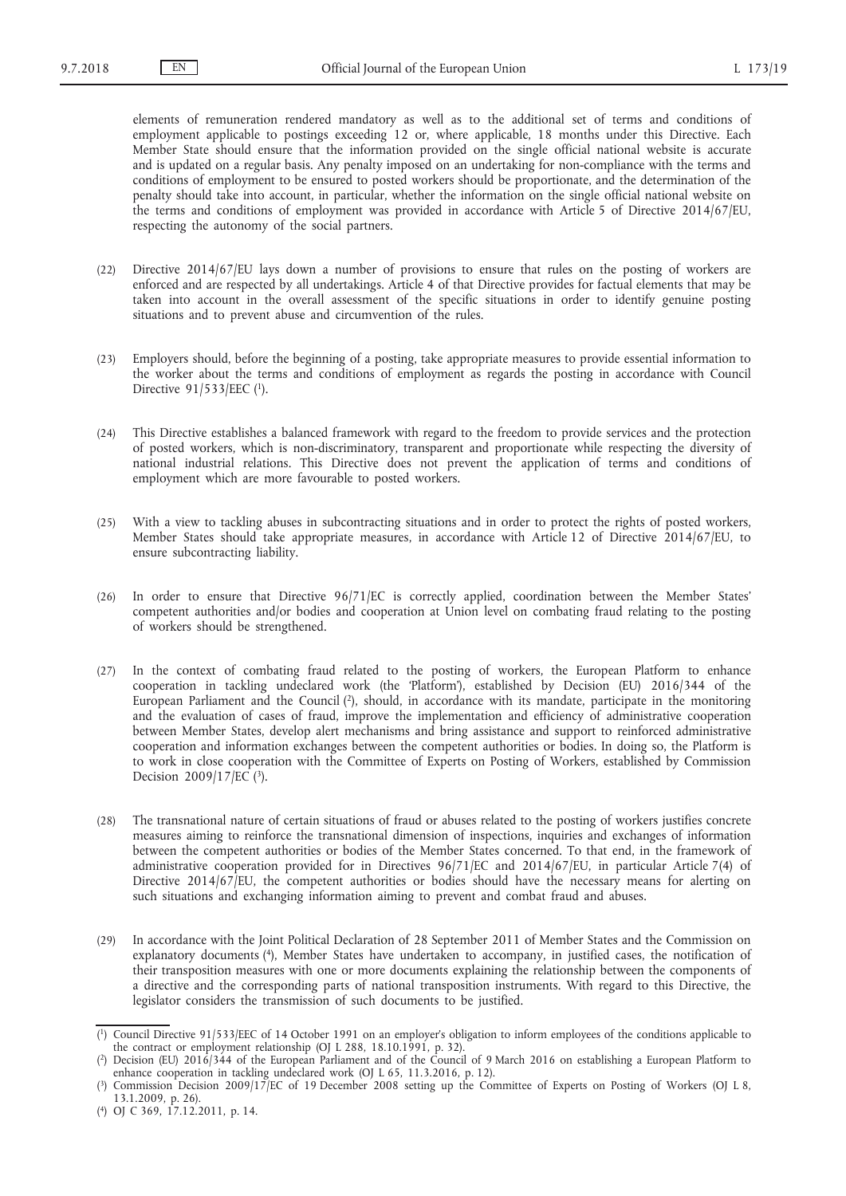elements of remuneration rendered mandatory as well as to the additional set of terms and conditions of employment applicable to postings exceeding 12 or, where applicable, 18 months under this Directive. Each Member State should ensure that the information provided on the single official national website is accurate and is updated on a regular basis. Any penalty imposed on an undertaking for non-compliance with the terms and conditions of employment to be ensured to posted workers should be proportionate, and the determination of the penalty should take into account, in particular, whether the information on the single official national website on the terms and conditions of employment was provided in accordance with Article 5 of Directive 2014/67/EU, respecting the autonomy of the social partners.

(22) Directive 2014/67/EU lays down a number of provisions to ensure that rules on the posting of workers are enforced and are respected by all undertakings. Article 4 of that Directive provides for factual elements that may be taken into account in the overall assessment of the specific situations in order to identify genuine posting situations and to prevent abuse and circumvention of the rules.

(23) Employers should, before the beginning of a posting, take appropriate measures to provide essential information to the worker about the terms and conditions of employment as regards the posting in accordance with Council Directive 91/533/EEC [1].

(24) This Directive establishes a balanced framework with regard to the freedom to provide services and the protection of posted workers, which is non-discriminatory, transparent and proportionate while respecting the diversity of national industrial relations. This Directive does not prevent the application of terms and conditions of employment which are more favourable to posted workers.

(25) With a view to tackling abuses in subcontracting situations and in order to protect the rights of posted workers, Member States should take appropriate measures, in accordance with Article 12 of Directive 2014/67/EU, to ensure subcontracting liability.

(26) In order to ensure that Directive 96/71/EC is correctly applied, coordination between the Member States' competent authorities and/or bodies and cooperation at Union level on combating fraud relating to the posting of workers should be strengthened.

(27) In the context of combating fraud related to the posting of workers, the European Platform to enhance cooperation in tackling undeclared work (the 'Platform'), established by Decision (EU) 2016/344 of the European Parliament and the Council [2], should, in accordance with its mandate, participate in the monitoring and the evaluation of cases of fraud, improve the implementation and efficiency of administrative cooperation between Member States, develop alert mechanisms and bring assistance and support to reinforced administrative cooperation and information exchanges between the competent authorities or bodies. In doing so, the Platform is to work in close cooperation with the Committee of Experts on Posting of Workers, established by Commission Decision 2009/17/EC [3].

(28) The transnational nature of certain situations of fraud or abuses related to the posting of workers justifies concrete measures aiming to reinforce the transnational dimension of inspections, inquiries and exchanges of information between the competent authorities or bodies of the Member States concerned. To that end, in the framework of administrative cooperation provided for in Directives 96/71/EC and 2014/67/EU, in particular Article 7(4) of Directive 2014/67/EU, the competent authorities or bodies should have the necessary means for alerting on such situations and exchanging information aiming to prevent and combat fraud and abuses.

(29) In accordance with the Joint Political Declaration of 28 September 2011 of Member States and the Commission on explanatory documents [4], Member States have undertaken to accompany, in justified cases, the notification of their transposition measures with one or more documents explaining the relationship between the components of a directive and the corresponding parts of national transposition instruments. With regard to this Directive, the legislator considers the transmission of such documents to be justified.

---

[1] Council Directive 91/533/EEC of 14 October 1991 on an employer's obligation to inform employees of the conditions applicable to the contract or employment relationship (OJ L 288, 18.10.1991, p. 32).

[2] Decision (EU) 2016/344 of the European Parliament and of the Council of 9 March 2016 on establishing a European Platform to enhance cooperation in tackling undeclared work (OJ L 65, 11.3.2016, p. 12).

[3] Commission Decision 2009/17/EC of 19 December 2008 setting up the Committee of Experts on Posting of Workers (OJ L 8, 13.1.2009, p. 26).

[4] OJ C 369, 17.12.2011, p. 14.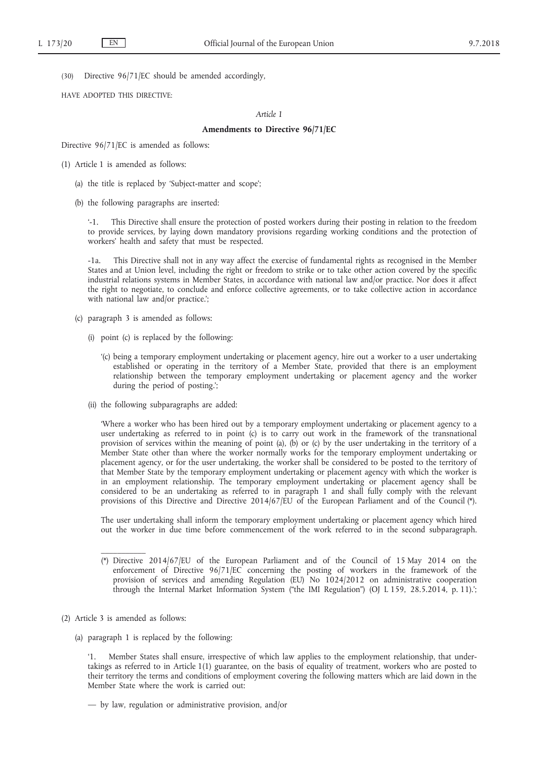(30) Directive 96/71/EC should be amended accordingly,

HAVE ADOPTED THIS DIRECTIVE:

*Article 1*

**Amendments to Directive 96/71/EC**

Directive 96/71/EC is amended as follows:

(1) Article 1 is amended as follows:

(a) the title is replaced by 'Subject-matter and scope';

(b) the following paragraphs are inserted:

'-1. This Directive shall ensure the protection of posted workers during their posting in relation to the freedom to provide services, by laying down mandatory provisions regarding working conditions and the protection of workers' health and safety that must be respected.

-1a. This Directive shall not in any way affect the exercise of fundamental rights as recognised in the Member States and at Union level, including the right or freedom to strike or to take other action covered by the specific industrial relations systems in Member States, in accordance with national law and/or practice. Nor does it affect the right to negotiate, to conclude and enforce collective agreements, or to take collective action in accordance with national law and/or practice.';

(c) paragraph 3 is amended as follows:

(i) point (c) is replaced by the following:

'(c) being a temporary employment undertaking or placement agency, hire out a worker to a user undertaking established or operating in the territory of a Member State, provided that there is an employment relationship between the temporary employment undertaking or placement agency and the worker during the period of posting.';

(ii) the following subparagraphs are added:

'Where a worker who has been hired out by a temporary employment undertaking or placement agency to a user undertaking as referred to in point (c) is to carry out work in the framework of the transnational provision of services within the meaning of point (a), (b) or (c) by the user undertaking in the territory of a Member State other than where the worker normally works for the temporary employment undertaking or placement agency, or for the user undertaking, the worker shall be considered to be posted to the territory of that Member State by the temporary employment undertaking or placement agency with which the worker is in an employment relationship. The temporary employment undertaking or placement agency shall be considered to be an undertaking as referred to in paragraph 1 and shall fully comply with the relevant provisions of this Directive and Directive 2014/67/EU of the European Parliament and of the Council (*).

The user undertaking shall inform the temporary employment undertaking or placement agency which hired out the worker in due time before commencement of the work referred to in the second subparagraph.

(*) Directive 2014/67/EU of the European Parliament and of the Council of 15 May 2014 on the enforcement of Directive 96/71/EC concerning the posting of workers in the framework of the provision of services and amending Regulation (EU) No 1024/2012 on administrative cooperation through the Internal Market Information System ("the IMI Regulation") (OJ L 159, 28.5.2014, p. 11).';

(2) Article 3 is amended as follows:

(a) paragraph 1 is replaced by the following:

'1. Member States shall ensure, irrespective of which law applies to the employment relationship, that undertakings as referred to in Article 1(1) guarantee, on the basis of equality of treatment, workers who are posted to their territory the terms and conditions of employment covering the following matters which are laid down in the Member State where the work is carried out:

— by law, regulation or administrative provision, and/or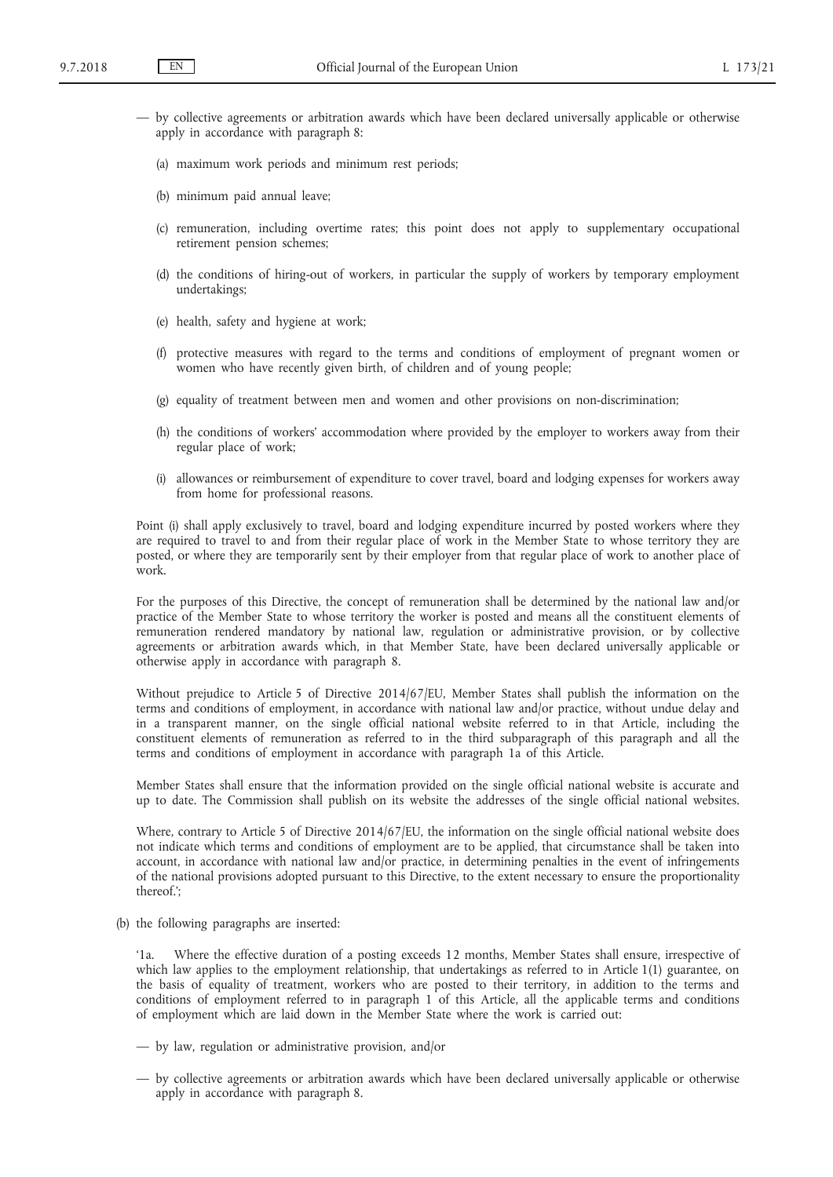— by collective agreements or arbitration awards which have been declared universally applicable or otherwise apply in accordance with paragraph 8:

(a) maximum work periods and minimum rest periods;

(b) minimum paid annual leave;

(c) remuneration, including overtime rates; this point does not apply to supplementary occupational retirement pension schemes;

(d) the conditions of hiring-out of workers, in particular the supply of workers by temporary employment undertakings;

(e) health, safety and hygiene at work;

(f) protective measures with regard to the terms and conditions of employment of pregnant women or women who have recently given birth, of children and of young people;

(g) equality of treatment between men and women and other provisions on non-discrimination;

(h) the conditions of workers' accommodation where provided by the employer to workers away from their regular place of work;

(i) allowances or reimbursement of expenditure to cover travel, board and lodging expenses for workers away from home for professional reasons.

Point (i) shall apply exclusively to travel, board and lodging expenditure incurred by posted workers where they are required to travel to and from their regular place of work in the Member State to whose territory they are posted, or where they are temporarily sent by their employer from that regular place of work to another place of work.

For the purposes of this Directive, the concept of remuneration shall be determined by the national law and/or practice of the Member State to whose territory the worker is posted and means all the constituent elements of remuneration rendered mandatory by national law, regulation or administrative provision, or by collective agreements or arbitration awards which, in that Member State, have been declared universally applicable or otherwise apply in accordance with paragraph 8.

Without prejudice to Article 5 of Directive 2014/67/EU, Member States shall publish the information on the terms and conditions of employment, in accordance with national law and/or practice, without undue delay and in a transparent manner, on the single official national website referred to in that Article, including the constituent elements of remuneration as referred to in the third subparagraph of this paragraph and all the terms and conditions of employment in accordance with paragraph 1a of this Article.

Member States shall ensure that the information provided on the single official national website is accurate and up to date. The Commission shall publish on its website the addresses of the single official national websites.

Where, contrary to Article 5 of Directive 2014/67/EU, the information on the single official national website does not indicate which terms and conditions of employment are to be applied, that circumstance shall be taken into account, in accordance with national law and/or practice, in determining penalties in the event of infringements of the national provisions adopted pursuant to this Directive, to the extent necessary to ensure the proportionality thereof.';

(b) the following paragraphs are inserted:

'1a. Where the effective duration of a posting exceeds 12 months, Member States shall ensure, irrespective of which law applies to the employment relationship, that undertakings as referred to in Article 1(1) guarantee, on the basis of equality of treatment, workers who are posted to their territory, in addition to the terms and conditions of employment referred to in paragraph 1 of this Article, all the applicable terms and conditions of employment which are laid down in the Member State where the work is carried out:

— by law, regulation or administrative provision, and/or

— by collective agreements or arbitration awards which have been declared universally applicable or otherwise apply in accordance with paragraph 8.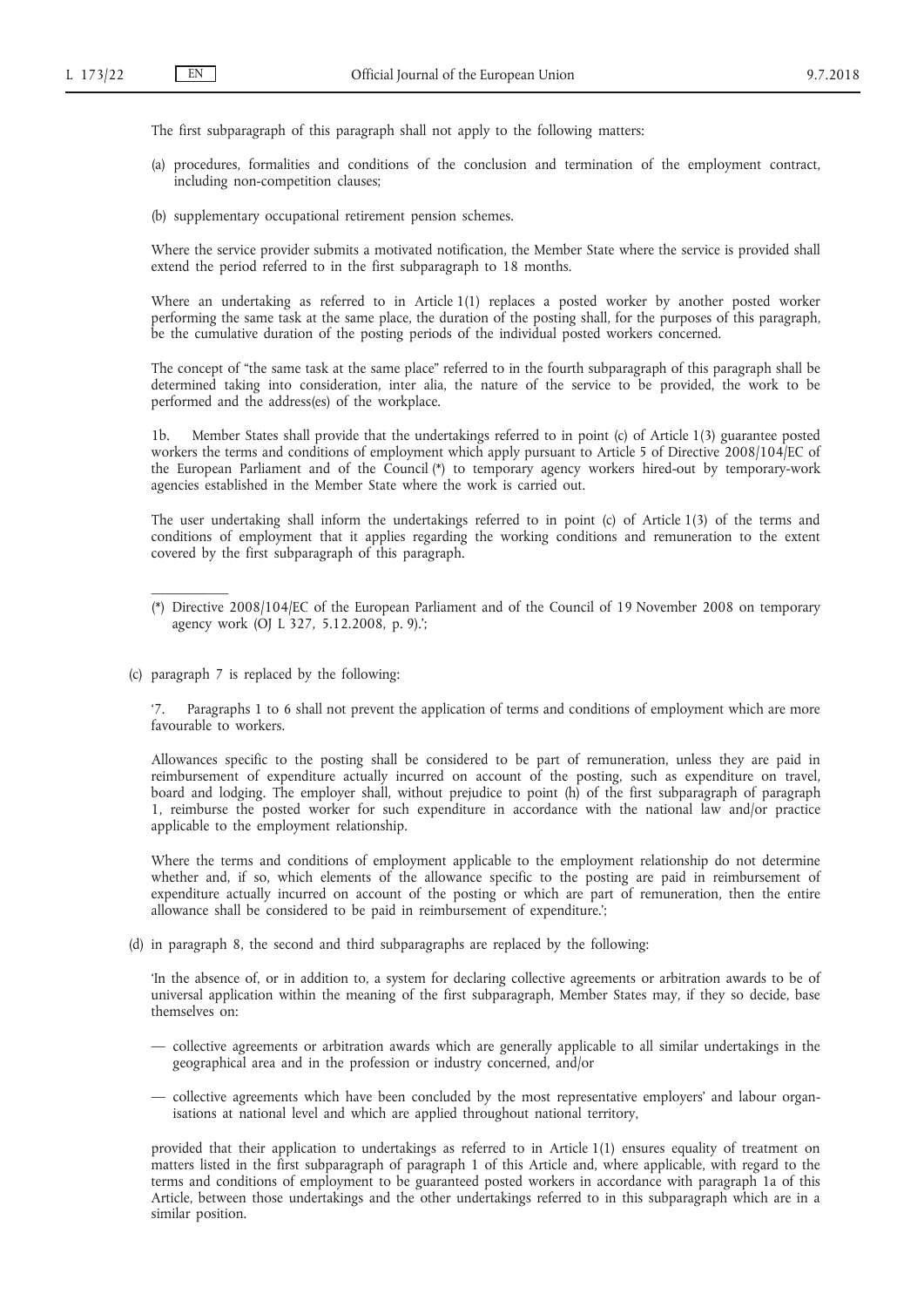The first subparagraph of this paragraph shall not apply to the following matters:

(a) procedures, formalities and conditions of the conclusion and termination of the employment contract, including non-competition clauses;

(b) supplementary occupational retirement pension schemes.

Where the service provider submits a motivated notification, the Member State where the service is provided shall extend the period referred to in the first subparagraph to 18 months.

Where an undertaking as referred to in Article 1(1) replaces a posted worker by another posted worker performing the same task at the same place, the duration of the posting shall, for the purposes of this paragraph, be the cumulative duration of the posting periods of the individual posted workers concerned.

The concept of "the same task at the same place" referred to in the fourth subparagraph of this paragraph shall be determined taking into consideration, inter alia, the nature of the service to be provided, the work to be performed and the address(es) of the workplace.

1b. Member States shall provide that the undertakings referred to in point (c) of Article 1(3) guarantee posted workers the terms and conditions of employment which apply pursuant to Article 5 of Directive 2008/104/EC of the European Parliament and of the Council (*) to temporary agency workers hired-out by temporary-work agencies established in the Member State where the work is carried out.

The user undertaking shall inform the undertakings referred to in point (c) of Article 1(3) of the terms and conditions of employment that it applies regarding the working conditions and remuneration to the extent covered by the first subparagraph of this paragraph.

---

(*) Directive 2008/104/EC of the European Parliament and of the Council of 19 November 2008 on temporary agency work (OJ L 327, 5.12.2008, p. 9).';

(c) paragraph 7 is replaced by the following:

'7. Paragraphs 1 to 6 shall not prevent the application of terms and conditions of employment which are more favourable to workers.

Allowances specific to the posting shall be considered to be part of remuneration, unless they are paid in reimbursement of expenditure actually incurred on account of the posting, such as expenditure on travel, board and lodging. The employer shall, without prejudice to point (h) of the first subparagraph of paragraph 1, reimburse the posted worker for such expenditure in accordance with the national law and/or practice applicable to the employment relationship.

Where the terms and conditions of employment applicable to the employment relationship do not determine whether and, if so, which elements of the allowance specific to the posting are paid in reimbursement of expenditure actually incurred on account of the posting or which are part of remuneration, then the entire allowance shall be considered to be paid in reimbursement of expenditure.';

(d) in paragraph 8, the second and third subparagraphs are replaced by the following:

'In the absence of, or in addition to, a system for declaring collective agreements or arbitration awards to be of universal application within the meaning of the first subparagraph, Member States may, if they so decide, base themselves on:

— collective agreements or arbitration awards which are generally applicable to all similar undertakings in the geographical area and in the profession or industry concerned, and/or

— collective agreements which have been concluded by the most representative employers' and labour organisations at national level and which are applied throughout national territory,

provided that their application to undertakings as referred to in Article 1(1) ensures equality of treatment on matters listed in the first subparagraph of paragraph 1 of this Article and, where applicable, with regard to the terms and conditions of employment to be guaranteed posted workers in accordance with paragraph 1a of this Article, between those undertakings and the other undertakings referred to in this subparagraph which are in a similar position.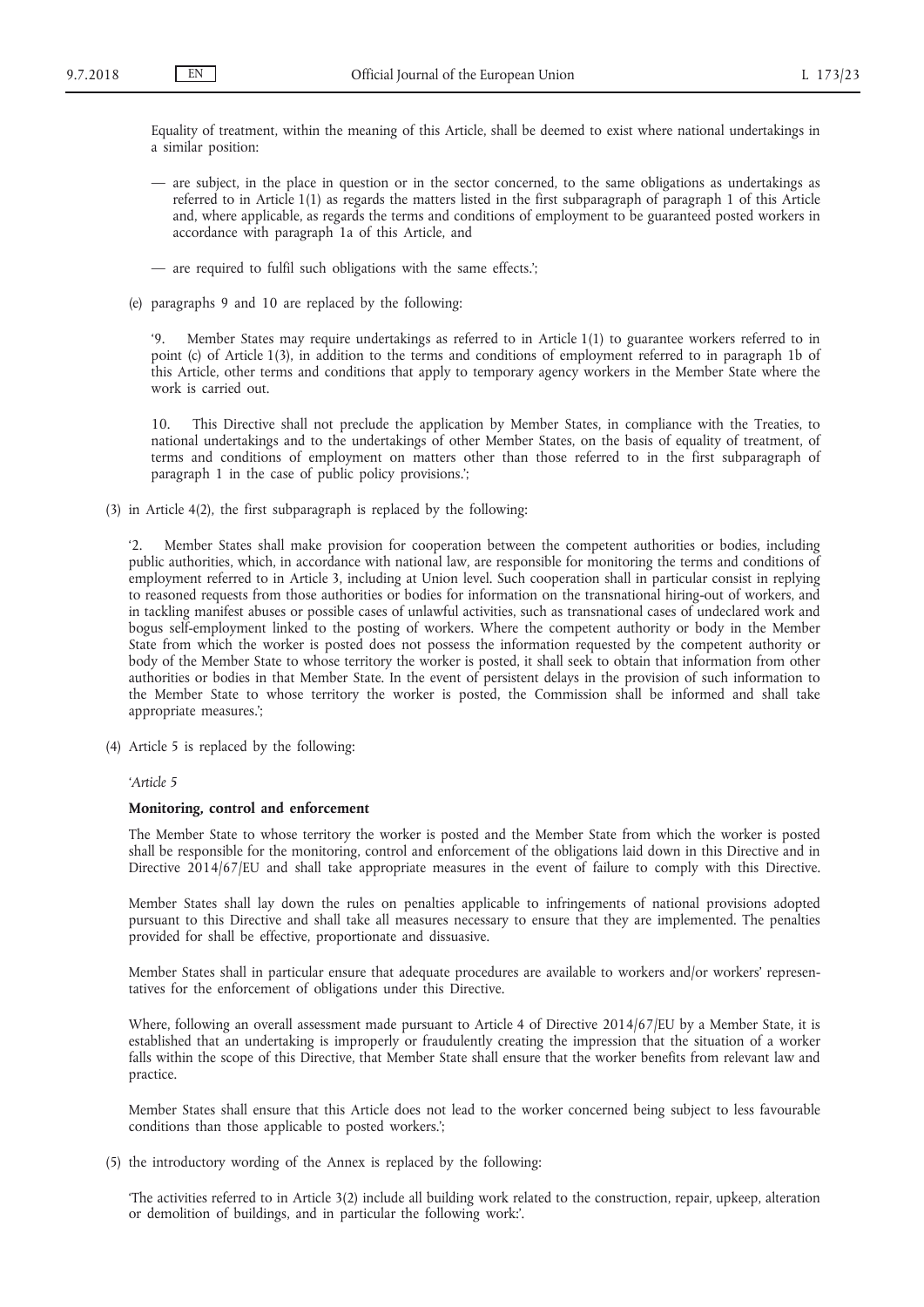Equality of treatment, within the meaning of this Article, shall be deemed to exist where national undertakings in a similar position:

— are subject, in the place in question or in the sector concerned, to the same obligations as undertakings as referred to in Article 1(1) as regards the matters listed in the first subparagraph of paragraph 1 of this Article and, where applicable, as regards the terms and conditions of employment to be guaranteed posted workers in accordance with paragraph 1a of this Article, and

— are required to fulfil such obligations with the same effects.';

(e) paragraphs 9 and 10 are replaced by the following:

'9. Member States may require undertakings as referred to in Article 1(1) to guarantee workers referred to in point (c) of Article 1(3), in addition to the terms and conditions of employment referred to in paragraph 1b of this Article, other terms and conditions that apply to temporary agency workers in the Member State where the work is carried out.

10. This Directive shall not preclude the application by Member States, in compliance with the Treaties, to national undertakings and to the undertakings of other Member States, on the basis of equality of treatment, of terms and conditions of employment on matters other than those referred to in the first subparagraph of paragraph 1 in the case of public policy provisions.';

(3) in Article 4(2), the first subparagraph is replaced by the following:

'2. Member States shall make provision for cooperation between the competent authorities or bodies, including public authorities, which, in accordance with national law, are responsible for monitoring the terms and conditions of employment referred to in Article 3, including at Union level. Such cooperation shall in particular consist in replying to reasoned requests from those authorities or bodies for information on the transnational hiring-out of workers, and in tackling manifest abuses or possible cases of unlawful activities, such as transnational cases of undeclared work and bogus self-employment linked to the posting of workers. Where the competent authority or body in the Member State from which the worker is posted does not possess the information requested by the competent authority or body of the Member State to whose territory the worker is posted, it shall seek to obtain that information from other authorities or bodies in that Member State. In the event of persistent delays in the provision of such information to the Member State to whose territory the worker is posted, the Commission shall be informed and shall take appropriate measures.';

(4) Article 5 is replaced by the following:

'*Article 5*

**Monitoring, control and enforcement**

The Member State to whose territory the worker is posted and the Member State from which the worker is posted shall be responsible for the monitoring, control and enforcement of the obligations laid down in this Directive and in Directive 2014/67/EU and shall take appropriate measures in the event of failure to comply with this Directive.

Member States shall lay down the rules on penalties applicable to infringements of national provisions adopted pursuant to this Directive and shall take all measures necessary to ensure that they are implemented. The penalties provided for shall be effective, proportionate and dissuasive.

Member States shall in particular ensure that adequate procedures are available to workers and/or workers' representatives for the enforcement of obligations under this Directive.

Where, following an overall assessment made pursuant to Article 4 of Directive 2014/67/EU by a Member State, it is established that an undertaking is improperly or fraudulently creating the impression that the situation of a worker falls within the scope of this Directive, that Member State shall ensure that the worker benefits from relevant law and practice.

Member States shall ensure that this Article does not lead to the worker concerned being subject to less favourable conditions than those applicable to posted workers.';

(5) the introductory wording of the Annex is replaced by the following:

'The activities referred to in Article 3(2) include all building work related to the construction, repair, upkeep, alteration or demolition of buildings, and in particular the following work:'.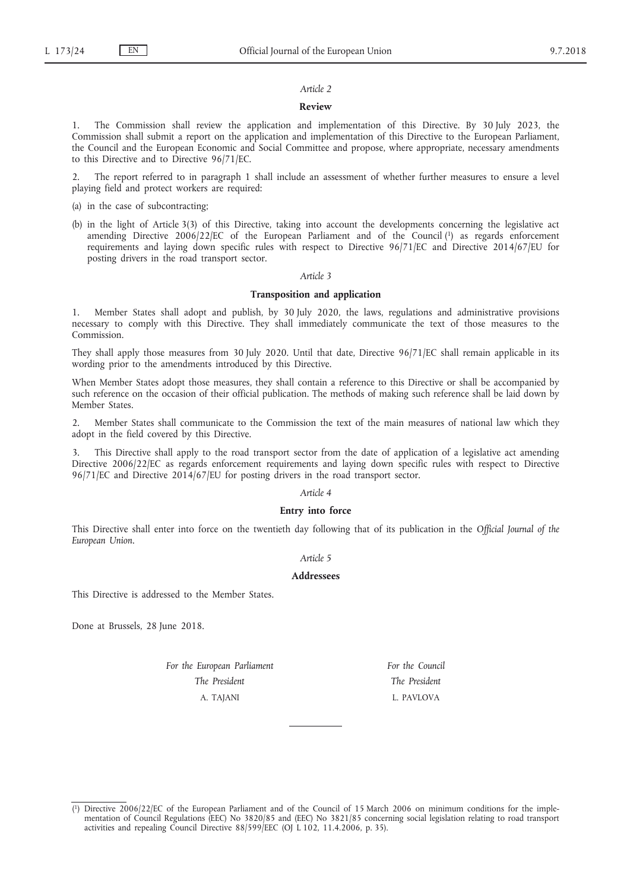*Article 2*

**Review**

1. The Commission shall review the application and implementation of this Directive. By 30 July 2023, the Commission shall submit a report on the application and implementation of this Directive to the European Parliament, the Council and the European Economic and Social Committee and propose, where appropriate, necessary amendments to this Directive and to Directive 96/71/EC.

2. The report referred to in paragraph 1 shall include an assessment of whether further measures to ensure a level playing field and protect workers are required:

(a) in the case of subcontracting;

(b) in the light of Article 3(3) of this Directive, taking into account the developments concerning the legislative act amending Directive 2006/22/EC of the European Parliament and of the Council [1] as regards enforcement requirements and laying down specific rules with respect to Directive 96/71/EC and Directive 2014/67/EU for posting drivers in the road transport sector.

*Article 3*

**Transposition and application**

1. Member States shall adopt and publish, by 30 July 2020, the laws, regulations and administrative provisions necessary to comply with this Directive. They shall immediately communicate the text of those measures to the Commission.

They shall apply those measures from 30 July 2020. Until that date, Directive 96/71/EC shall remain applicable in its wording prior to the amendments introduced by this Directive.

When Member States adopt those measures, they shall contain a reference to this Directive or shall be accompanied by such reference on the occasion of their official publication. The methods of making such reference shall be laid down by Member States.

2. Member States shall communicate to the Commission the text of the main measures of national law which they adopt in the field covered by this Directive.

3. This Directive shall apply to the road transport sector from the date of application of a legislative act amending Directive 2006/22/EC as regards enforcement requirements and laying down specific rules with respect to Directive 96/71/EC and Directive 2014/67/EU for posting drivers in the road transport sector.

*Article 4*

**Entry into force**

This Directive shall enter into force on the twentieth day following that of its publication in the *Official Journal of the European Union*.

*Article 5*

**Addressees**

This Directive is addressed to the Member States.

Done at Brussels, 28 June 2018.

| | |
|---|---|
| *For the European Parliament* | *For the Council* |
| *The President* | *The President* |
| A. TAJANI | L. PAVLOVA |

[1] Directive 2006/22/EC of the European Parliament and of the Council of 15 March 2006 on minimum conditions for the implementation of Council Regulations (EEC) No 3820/85 and (EEC) No 3821/85 concerning social legislation relating to road transport activities and repealing Council Directive 88/599/EEC (OJ L 102, 11.4.2006, p. 35).